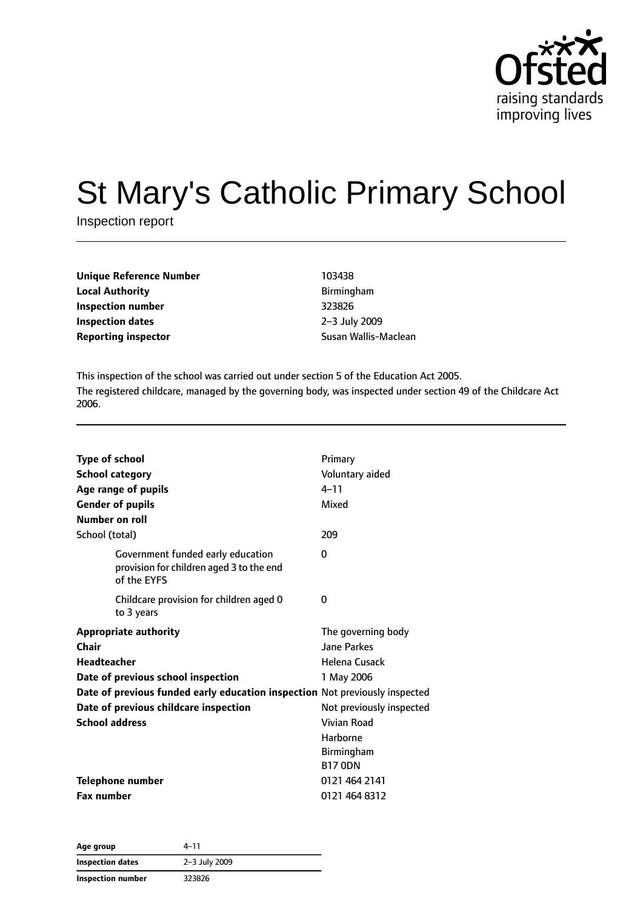# St Mary's Catholic Primary School

Inspection report

| | |
|---|---|
| **Unique Reference Number** | 103438 |
| **Local Authority** | Birmingham |
| **Inspection number** | 323826 |
| **Inspection dates** | 2–3 July 2009 |
| **Reporting inspector** | Susan Wallis-Maclean |

This inspection of the school was carried out under section 5 of the Education Act 2005.

The registered childcare, managed by the governing body, was inspected under section 49 of the Childcare Act 2006.

| | |
|---|---|
| **Type of school** | Primary |
| **School category** | Voluntary aided |
| **Age range of pupils** | 4–11 |
| **Gender of pupils** | Mixed |
| **Number on roll** | |
| School (total) | 209 |
| Government funded early education provision for children aged 3 to the end of the EYFS | 0 |
| Childcare provision for children aged 0 to 3 years | 0 |
| **Appropriate authority** | The governing body |
| **Chair** | Jane Parkes |
| **Headteacher** | Helena Cusack |
| **Date of previous school inspection** | 1 May 2006 |
| **Date of previous funded early education inspection** | Not previously inspected |
| **Date of previous childcare inspection** | Not previously inspected |
| **School address** | Vivian Road<br>Harborne<br>Birmingham<br>B17 0DN |
| **Telephone number** | 0121 464 2141 |
| **Fax number** | 0121 464 8312 |

| | |
|---|---|
| **Age group** | 4–11 |
| **Inspection dates** | 2–3 July 2009 |
| **Inspection number** | 323826 |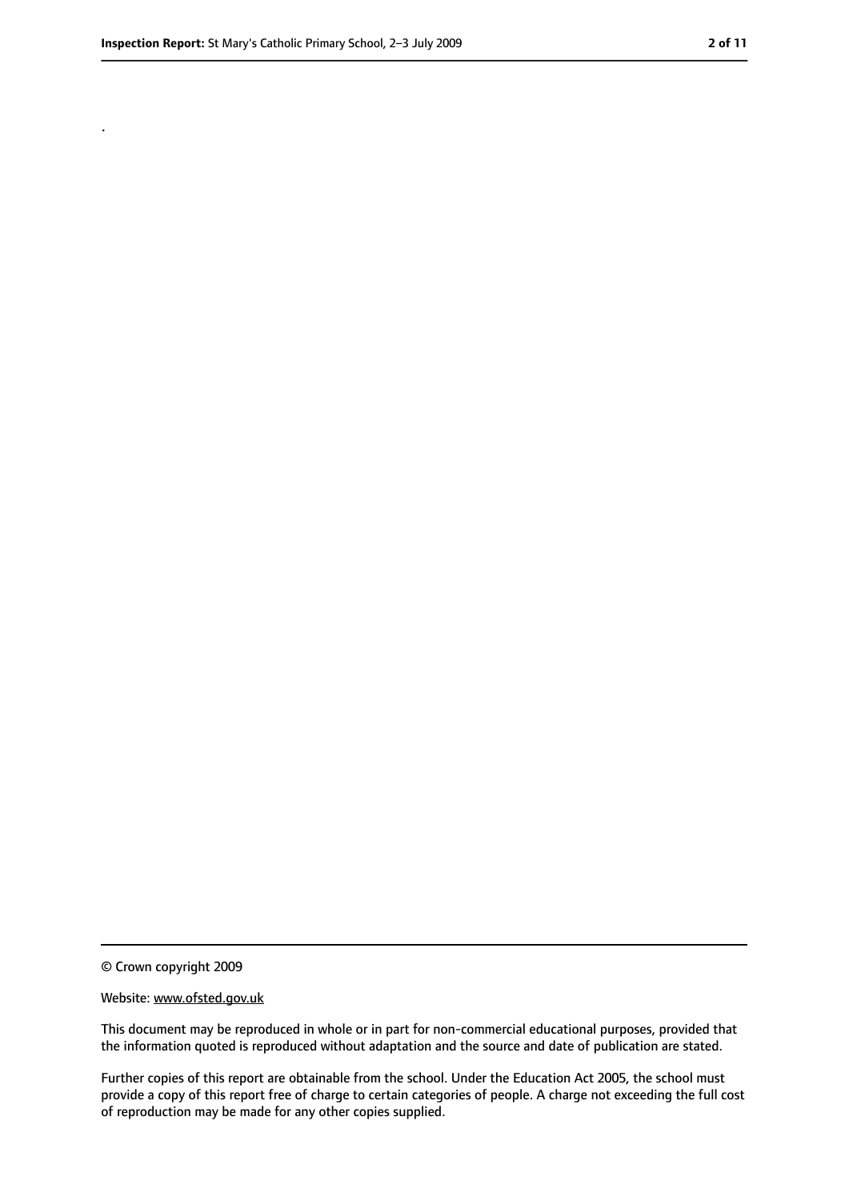.

© Crown copyright 2009

Website: www.ofsted.gov.uk

This document may be reproduced in whole or in part for non-commercial educational purposes, provided that the information quoted is reproduced without adaptation and the source and date of publication are stated.

Further copies of this report are obtainable from the school. Under the Education Act 2005, the school must provide a copy of this report free of charge to certain categories of people. A charge not exceeding the full cost of reproduction may be made for any other copies supplied.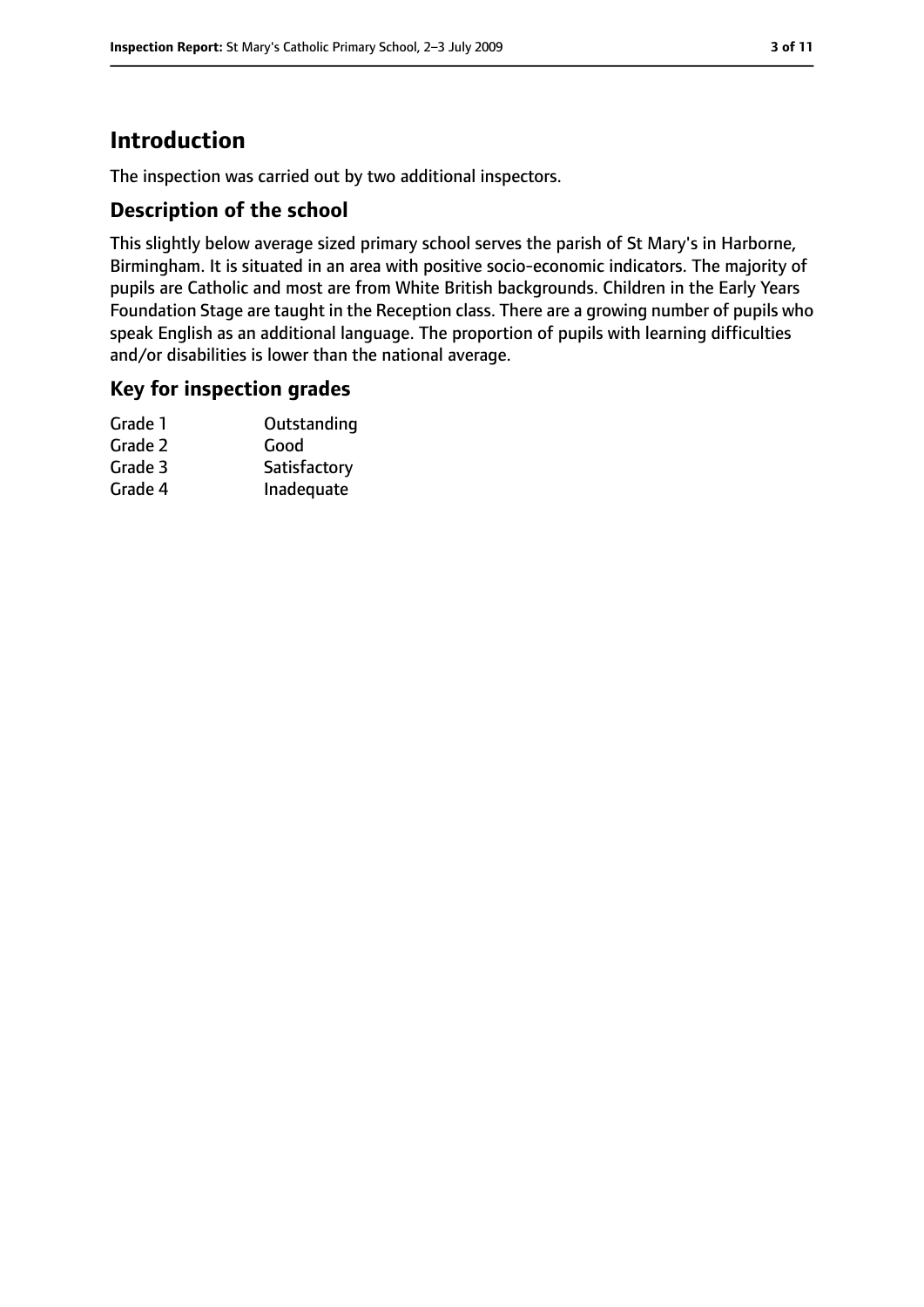# Introduction

The inspection was carried out by two additional inspectors.

## Description of the school

This slightly below average sized primary school serves the parish of St Mary's in Harborne, Birmingham. It is situated in an area with positive socio-economic indicators. The majority of pupils are Catholic and most are from White British backgrounds. Children in the Early Years Foundation Stage are taught in the Reception class. There are a growing number of pupils who speak English as an additional language. The proportion of pupils with learning difficulties and/or disabilities is lower than the national average.

## Key for inspection grades

| | |
|---|---|
| Grade 1 | Outstanding |
| Grade 2 | Good |
| Grade 3 | Satisfactory |
| Grade 4 | Inadequate |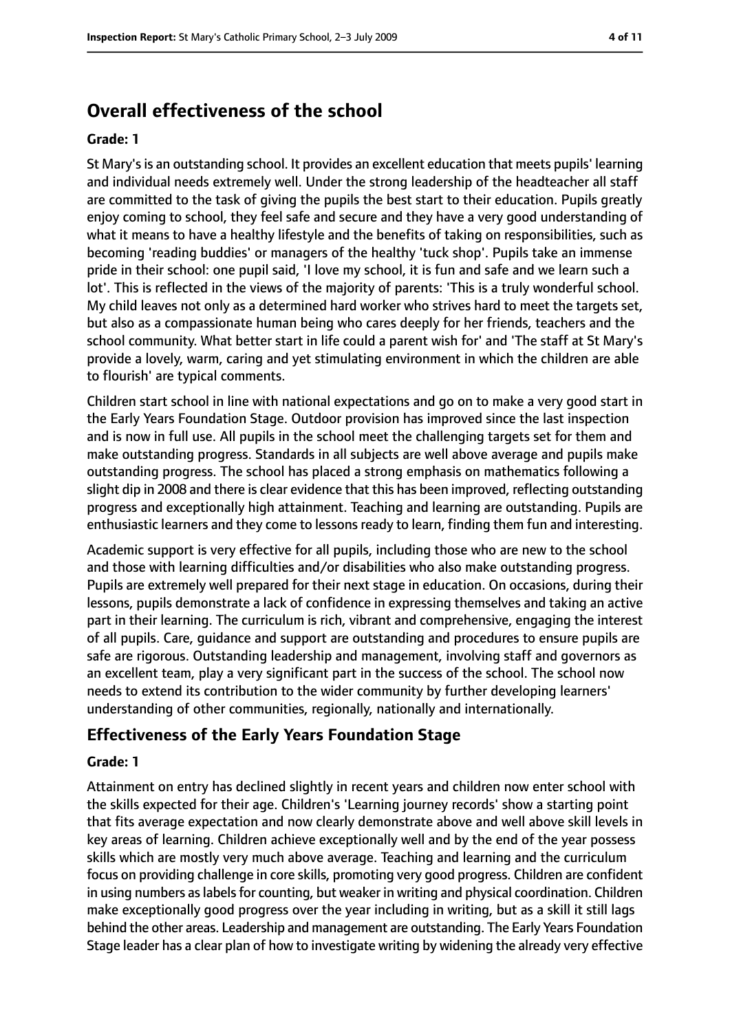## Overall effectiveness of the school

**Grade: 1**

St Mary's is an outstanding school. It provides an excellent education that meets pupils' learning and individual needs extremely well. Under the strong leadership of the headteacher all staff are committed to the task of giving the pupils the best start to their education. Pupils greatly enjoy coming to school, they feel safe and secure and they have a very good understanding of what it means to have a healthy lifestyle and the benefits of taking on responsibilities, such as becoming 'reading buddies' or managers of the healthy 'tuck shop'. Pupils take an immense pride in their school: one pupil said, 'I love my school, it is fun and safe and we learn such a lot'. This is reflected in the views of the majority of parents: 'This is a truly wonderful school. My child leaves not only as a determined hard worker who strives hard to meet the targets set, but also as a compassionate human being who cares deeply for her friends, teachers and the school community. What better start in life could a parent wish for' and 'The staff at St Mary's provide a lovely, warm, caring and yet stimulating environment in which the children are able to flourish' are typical comments.

Children start school in line with national expectations and go on to make a very good start in the Early Years Foundation Stage. Outdoor provision has improved since the last inspection and is now in full use. All pupils in the school meet the challenging targets set for them and make outstanding progress. Standards in all subjects are well above average and pupils make outstanding progress. The school has placed a strong emphasis on mathematics following a slight dip in 2008 and there is clear evidence that this has been improved, reflecting outstanding progress and exceptionally high attainment. Teaching and learning are outstanding. Pupils are enthusiastic learners and they come to lessons ready to learn, finding them fun and interesting.

Academic support is very effective for all pupils, including those who are new to the school and those with learning difficulties and/or disabilities who also make outstanding progress. Pupils are extremely well prepared for their next stage in education. On occasions, during their lessons, pupils demonstrate a lack of confidence in expressing themselves and taking an active part in their learning. The curriculum is rich, vibrant and comprehensive, engaging the interest of all pupils. Care, guidance and support are outstanding and procedures to ensure pupils are safe are rigorous. Outstanding leadership and management, involving staff and governors as an excellent team, play a very significant part in the success of the school. The school now needs to extend its contribution to the wider community by further developing learners' understanding of other communities, regionally, nationally and internationally.

### Effectiveness of the Early Years Foundation Stage

**Grade: 1**

Attainment on entry has declined slightly in recent years and children now enter school with the skills expected for their age. Children's 'Learning journey records' show a starting point that fits average expectation and now clearly demonstrate above and well above skill levels in key areas of learning. Children achieve exceptionally well and by the end of the year possess skills which are mostly very much above average. Teaching and learning and the curriculum focus on providing challenge in core skills, promoting very good progress. Children are confident in using numbers as labels for counting, but weaker in writing and physical coordination. Children make exceptionally good progress over the year including in writing, but as a skill it still lags behind the other areas. Leadership and management are outstanding. The Early Years Foundation Stage leader has a clear plan of how to investigate writing by widening the already very effective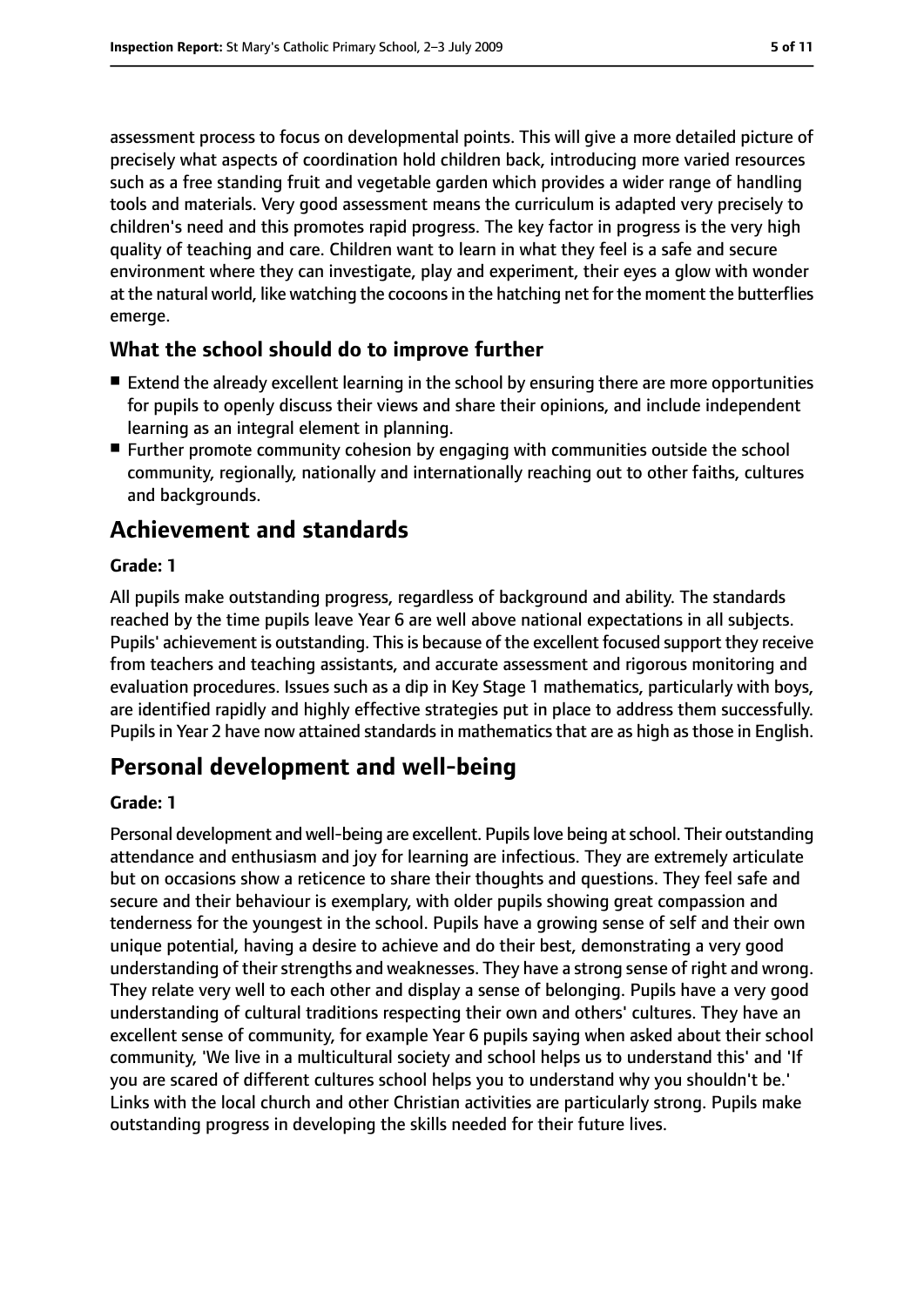assessment process to focus on developmental points. This will give a more detailed picture of precisely what aspects of coordination hold children back, introducing more varied resources such as a free standing fruit and vegetable garden which provides a wider range of handling tools and materials. Very good assessment means the curriculum is adapted very precisely to children's need and this promotes rapid progress. The key factor in progress is the very high quality of teaching and care. Children want to learn in what they feel is a safe and secure environment where they can investigate, play and experiment, their eyes a glow with wonder at the natural world, like watching the cocoons in the hatching net for the moment the butterflies emerge.

### What the school should do to improve further

- Extend the already excellent learning in the school by ensuring there are more opportunities for pupils to openly discuss their views and share their opinions, and include independent learning as an integral element in planning.
- Further promote community cohesion by engaging with communities outside the school community, regionally, nationally and internationally reaching out to other faiths, cultures and backgrounds.

## Achievement and standards

#### Grade: 1

All pupils make outstanding progress, regardless of background and ability. The standards reached by the time pupils leave Year 6 are well above national expectations in all subjects. Pupils' achievement is outstanding. This is because of the excellent focused support they receive from teachers and teaching assistants, and accurate assessment and rigorous monitoring and evaluation procedures. Issues such as a dip in Key Stage 1 mathematics, particularly with boys, are identified rapidly and highly effective strategies put in place to address them successfully. Pupils in Year 2 have now attained standards in mathematics that are as high as those in English.

## Personal development and well-being

#### Grade: 1

Personal development and well-being are excellent. Pupils love being at school. Their outstanding attendance and enthusiasm and joy for learning are infectious. They are extremely articulate but on occasions show a reticence to share their thoughts and questions. They feel safe and secure and their behaviour is exemplary, with older pupils showing great compassion and tenderness for the youngest in the school. Pupils have a growing sense of self and their own unique potential, having a desire to achieve and do their best, demonstrating a very good understanding of their strengths and weaknesses. They have a strong sense of right and wrong. They relate very well to each other and display a sense of belonging. Pupils have a very good understanding of cultural traditions respecting their own and others' cultures. They have an excellent sense of community, for example Year 6 pupils saying when asked about their school community, 'We live in a multicultural society and school helps us to understand this' and 'If you are scared of different cultures school helps you to understand why you shouldn't be.' Links with the local church and other Christian activities are particularly strong. Pupils make outstanding progress in developing the skills needed for their future lives.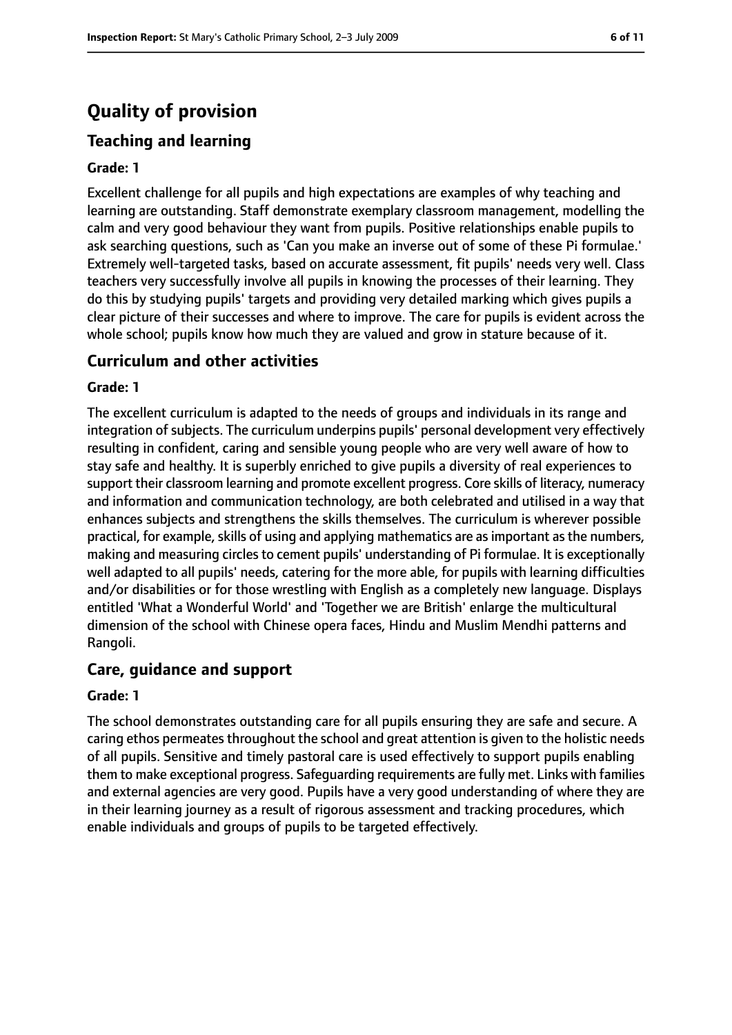# Quality of provision

## Teaching and learning

**Grade: 1**

Excellent challenge for all pupils and high expectations are examples of why teaching and learning are outstanding. Staff demonstrate exemplary classroom management, modelling the calm and very good behaviour they want from pupils. Positive relationships enable pupils to ask searching questions, such as 'Can you make an inverse out of some of these Pi formulae.' Extremely well-targeted tasks, based on accurate assessment, fit pupils' needs very well. Class teachers very successfully involve all pupils in knowing the processes of their learning. They do this by studying pupils' targets and providing very detailed marking which gives pupils a clear picture of their successes and where to improve. The care for pupils is evident across the whole school; pupils know how much they are valued and grow in stature because of it.

## Curriculum and other activities

**Grade: 1**

The excellent curriculum is adapted to the needs of groups and individuals in its range and integration of subjects. The curriculum underpins pupils' personal development very effectively resulting in confident, caring and sensible young people who are very well aware of how to stay safe and healthy. It is superbly enriched to give pupils a diversity of real experiences to support their classroom learning and promote excellent progress. Core skills of literacy, numeracy and information and communication technology, are both celebrated and utilised in a way that enhances subjects and strengthens the skills themselves. The curriculum is wherever possible practical, for example, skills of using and applying mathematics are as important as the numbers, making and measuring circles to cement pupils' understanding of Pi formulae. It is exceptionally well adapted to all pupils' needs, catering for the more able, for pupils with learning difficulties and/or disabilities or for those wrestling with English as a completely new language. Displays entitled 'What a Wonderful World' and 'Together we are British' enlarge the multicultural dimension of the school with Chinese opera faces, Hindu and Muslim Mendhi patterns and Rangoli.

## Care, guidance and support

**Grade: 1**

The school demonstrates outstanding care for all pupils ensuring they are safe and secure. A caring ethos permeates throughout the school and great attention is given to the holistic needs of all pupils. Sensitive and timely pastoral care is used effectively to support pupils enabling them to make exceptional progress. Safeguarding requirements are fully met. Links with families and external agencies are very good. Pupils have a very good understanding of where they are in their learning journey as a result of rigorous assessment and tracking procedures, which enable individuals and groups of pupils to be targeted effectively.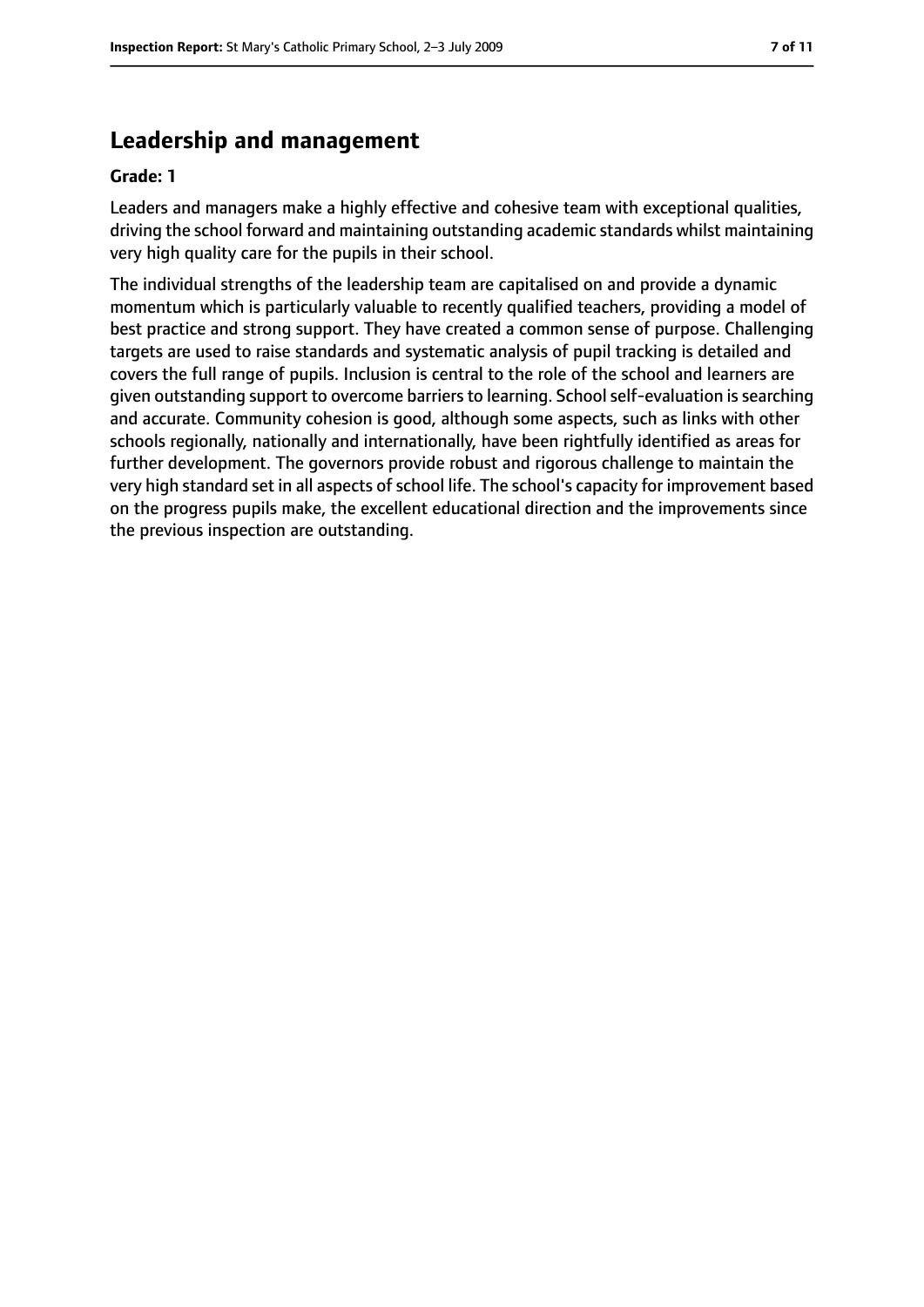## Leadership and management

**Grade: 1**

Leaders and managers make a highly effective and cohesive team with exceptional qualities, driving the school forward and maintaining outstanding academic standards whilst maintaining very high quality care for the pupils in their school.

The individual strengths of the leadership team are capitalised on and provide a dynamic momentum which is particularly valuable to recently qualified teachers, providing a model of best practice and strong support. They have created a common sense of purpose. Challenging targets are used to raise standards and systematic analysis of pupil tracking is detailed and covers the full range of pupils. Inclusion is central to the role of the school and learners are given outstanding support to overcome barriers to learning. School self-evaluation is searching and accurate. Community cohesion is good, although some aspects, such as links with other schools regionally, nationally and internationally, have been rightfully identified as areas for further development. The governors provide robust and rigorous challenge to maintain the very high standard set in all aspects of school life. The school's capacity for improvement based on the progress pupils make, the excellent educational direction and the improvements since the previous inspection are outstanding.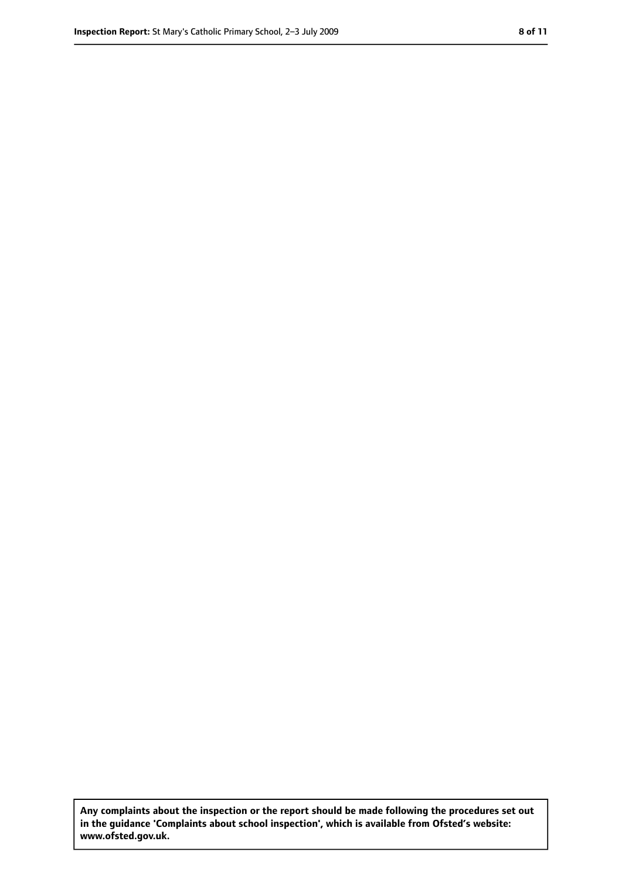**Any complaints about the inspection or the report should be made following the procedures set out in the guidance 'Complaints about school inspection', which is available from Ofsted's website: www.ofsted.gov.uk.**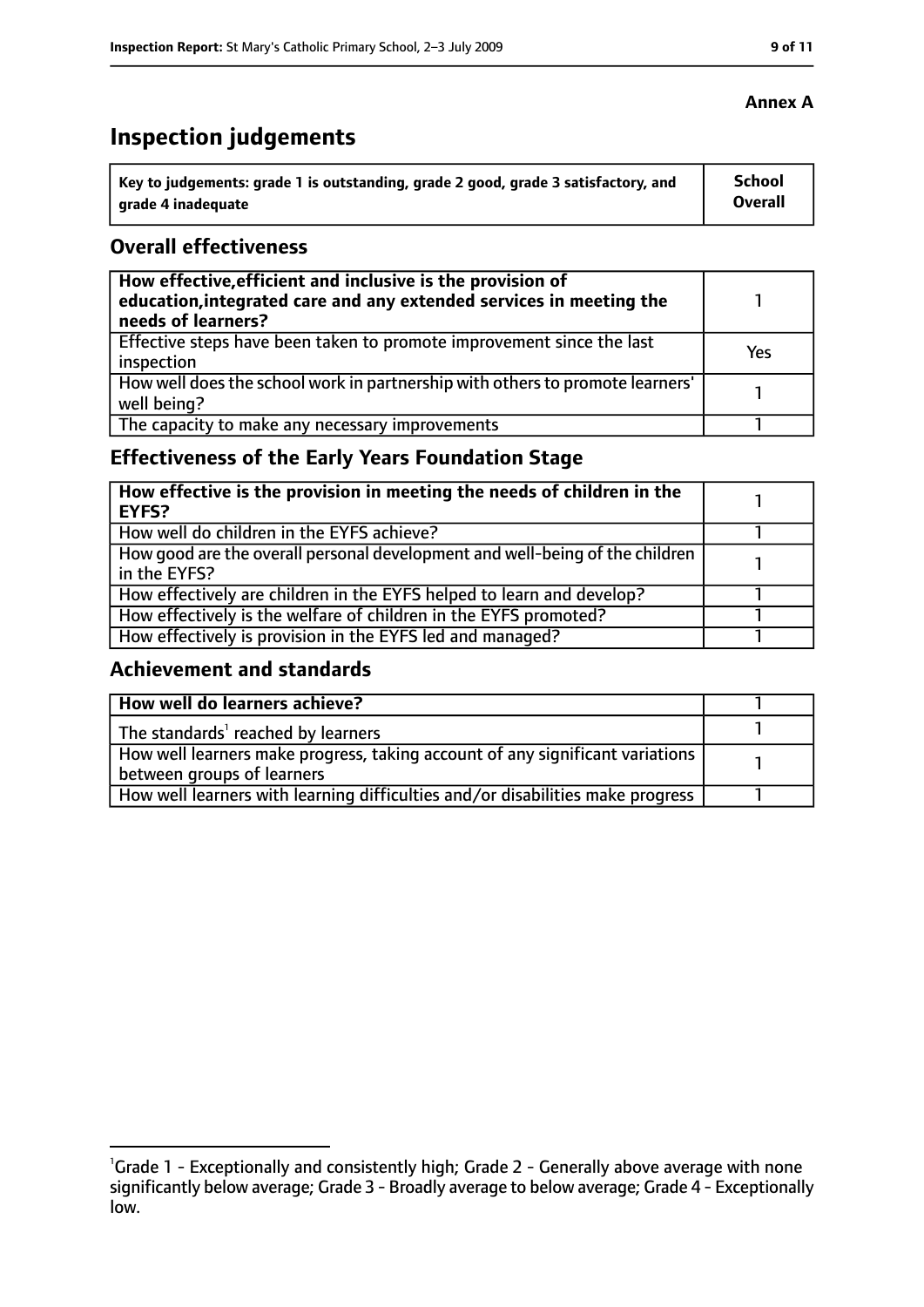**Annex A**

# Inspection judgements

| Key to judgements: grade 1 is outstanding, grade 2 good, grade 3 satisfactory, and grade 4 inadequate | School Overall |
| --- | --- |

## Overall effectiveness

| | |
| --- | --- |
| **How effective, efficient and inclusive is the provision of education, integrated care and any extended services in meeting the needs of learners?** | 1 |
| Effective steps have been taken to promote improvement since the last inspection | Yes |
| How well does the school work in partnership with others to promote learners' well being? | 1 |
| The capacity to make any necessary improvements | 1 |

## Effectiveness of the Early Years Foundation Stage

| | |
| --- | --- |
| **How effective is the provision in meeting the needs of children in the EYFS?** | 1 |
| How well do children in the EYFS achieve? | 1 |
| How good are the overall personal development and well-being of the children in the EYFS? | 1 |
| How effectively are children in the EYFS helped to learn and develop? | 1 |
| How effectively is the welfare of children in the EYFS promoted? | 1 |
| How effectively is provision in the EYFS led and managed? | 1 |

## Achievement and standards

| | |
| --- | --- |
| **How well do learners achieve?** | 1 |
| The standards[1] reached by learners | 1 |
| How well learners make progress, taking account of any significant variations between groups of learners | 1 |
| How well learners with learning difficulties and/or disabilities make progress | 1 |

[1]Grade 1 - Exceptionally and consistently high; Grade 2 - Generally above average with none significantly below average; Grade 3 - Broadly average to below average; Grade 4 - Exceptionally low.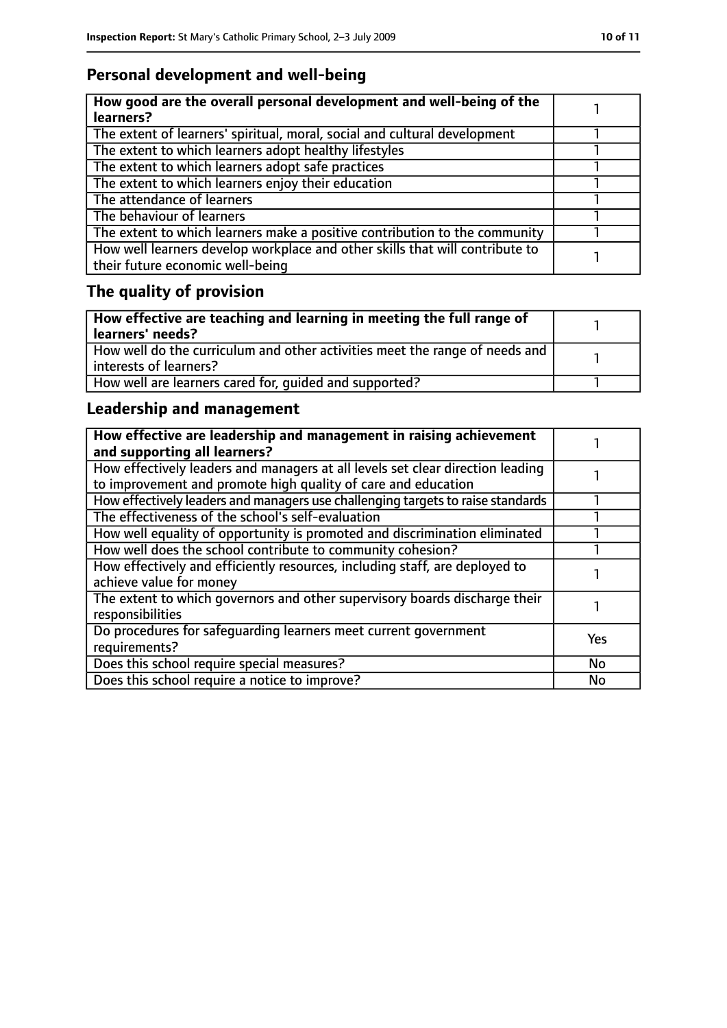## Personal development and well-being

| **How good are the overall personal development and well-being of the learners?** | 1 |
|---|---|
| The extent of learners' spiritual, moral, social and cultural development | 1 |
| The extent to which learners adopt healthy lifestyles | 1 |
| The extent to which learners adopt safe practices | 1 |
| The extent to which learners enjoy their education | 1 |
| The attendance of learners | 1 |
| The behaviour of learners | 1 |
| The extent to which learners make a positive contribution to the community | 1 |
| How well learners develop workplace and other skills that will contribute to their future economic well-being | 1 |

## The quality of provision

| **How effective are teaching and learning in meeting the full range of learners' needs?** | 1 |
|---|---|
| How well do the curriculum and other activities meet the range of needs and interests of learners? | 1 |
| How well are learners cared for, guided and supported? | 1 |

## Leadership and management

| **How effective are leadership and management in raising achievement and supporting all learners?** | 1 |
|---|---|
| How effectively leaders and managers at all levels set clear direction leading to improvement and promote high quality of care and education | 1 |
| How effectively leaders and managers use challenging targets to raise standards | 1 |
| The effectiveness of the school's self-evaluation | 1 |
| How well equality of opportunity is promoted and discrimination eliminated | 1 |
| How well does the school contribute to community cohesion? | 1 |
| How effectively and efficiently resources, including staff, are deployed to achieve value for money | 1 |
| The extent to which governors and other supervisory boards discharge their responsibilities | 1 |
| Do procedures for safeguarding learners meet current government requirements? | Yes |
| Does this school require special measures? | No |
| Does this school require a notice to improve? | No |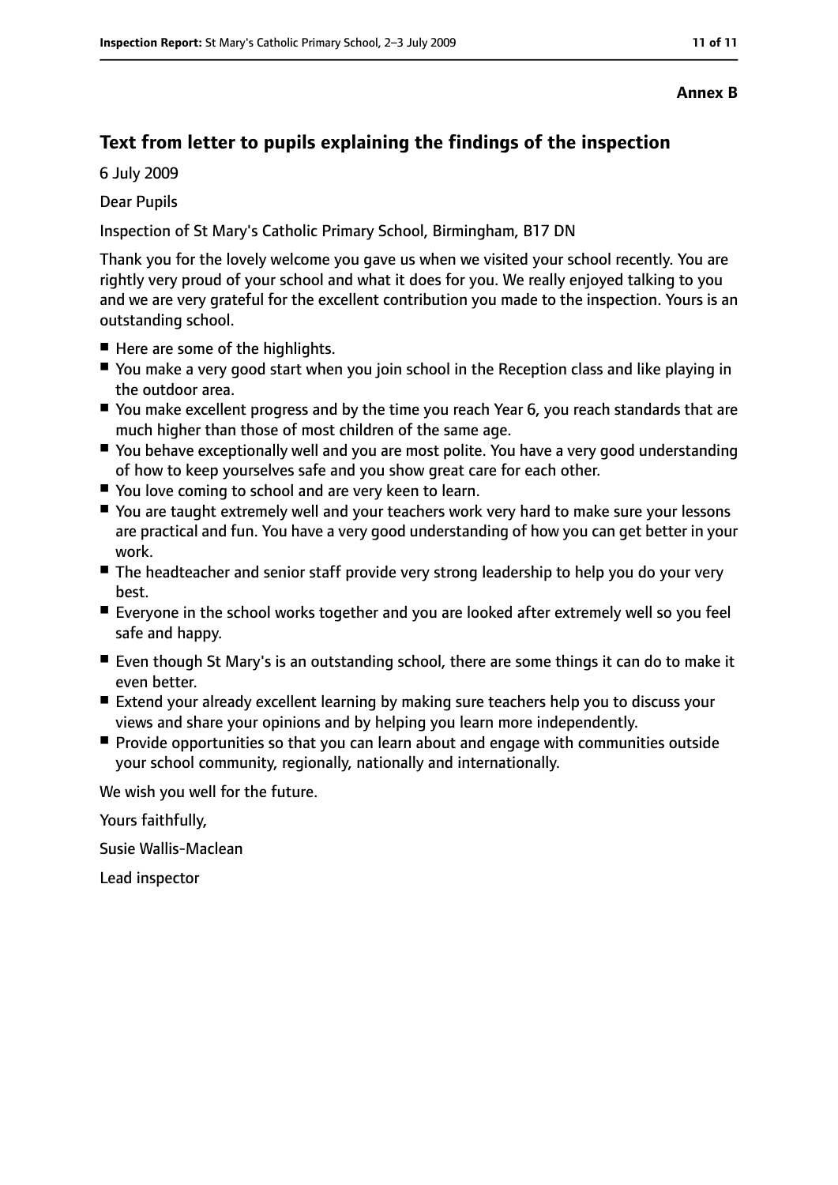**Annex B**

## Text from letter to pupils explaining the findings of the inspection

6 July 2009

Dear Pupils

Inspection of St Mary's Catholic Primary School, Birmingham, B17 DN

Thank you for the lovely welcome you gave us when we visited your school recently. You are rightly very proud of your school and what it does for you. We really enjoyed talking to you and we are very grateful for the excellent contribution you made to the inspection. Yours is an outstanding school.

- Here are some of the highlights.
- You make a very good start when you join school in the Reception class and like playing in the outdoor area.
- You make excellent progress and by the time you reach Year 6, you reach standards that are much higher than those of most children of the same age.
- You behave exceptionally well and you are most polite. You have a very good understanding of how to keep yourselves safe and you show great care for each other.
- You love coming to school and are very keen to learn.
- You are taught extremely well and your teachers work very hard to make sure your lessons are practical and fun. You have a very good understanding of how you can get better in your work.
- The headteacher and senior staff provide very strong leadership to help you do your very best.
- Everyone in the school works together and you are looked after extremely well so you feel safe and happy.

- Even though St Mary's is an outstanding school, there are some things it can do to make it even better.
- Extend your already excellent learning by making sure teachers help you to discuss your views and share your opinions and by helping you learn more independently.
- Provide opportunities so that you can learn about and engage with communities outside your school community, regionally, nationally and internationally.

We wish you well for the future.

Yours faithfully,

Susie Wallis-Maclean

Lead inspector